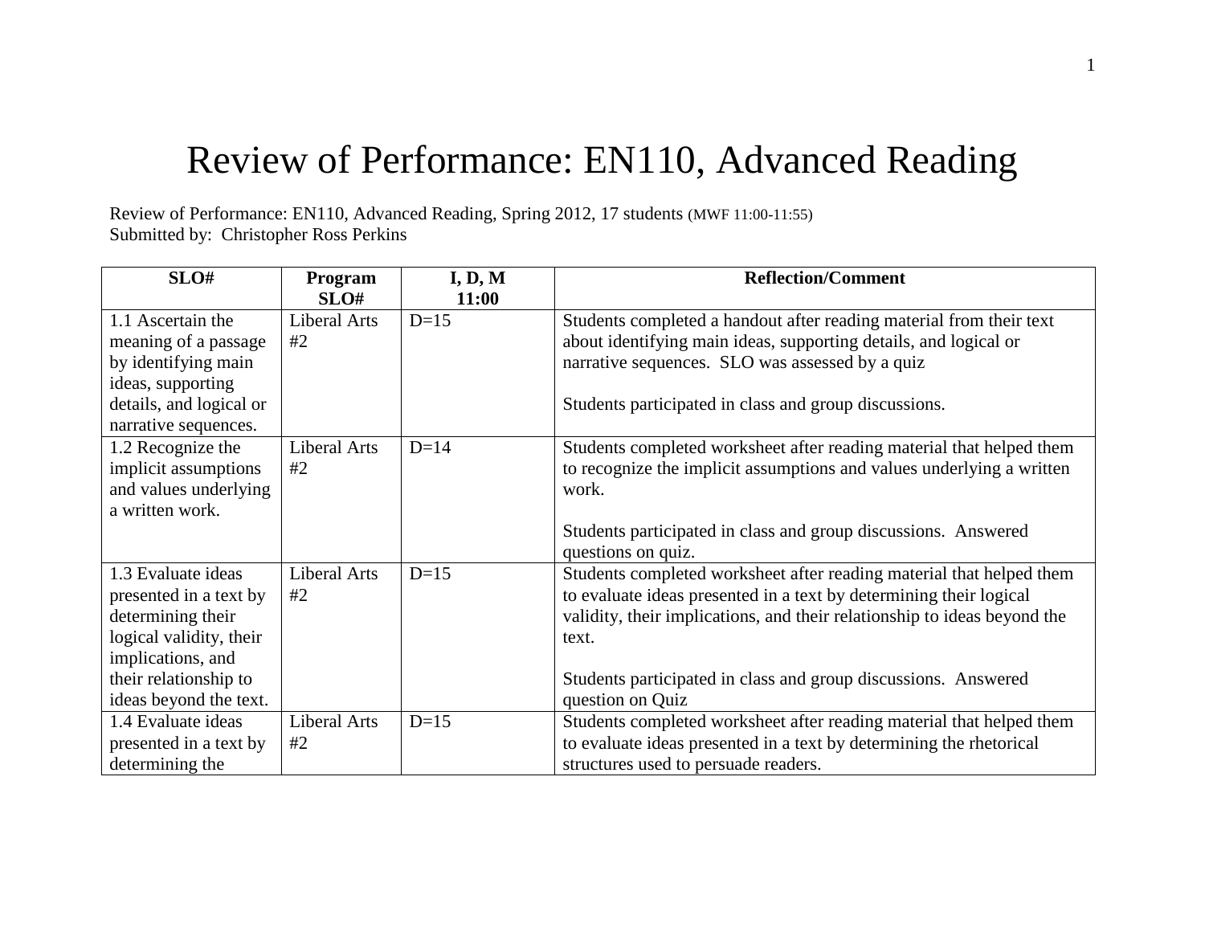# Review of Performance: EN110, Advanced Reading

Review of Performance: EN110, Advanced Reading, Spring 2012, 17 students (MWF 11:00-11:55)
Submitted by: Christopher Ross Perkins

| SLO# | Program SLO# | I, D, M 11:00 | Reflection/Comment |
|---|---|---|---|
| 1.1 Ascertain the meaning of a passage by identifying main ideas, supporting details, and logical or narrative sequences. | Liberal Arts #2 | D=15 | Students completed a handout after reading material from their text about identifying main ideas, supporting details, and logical or narrative sequences. SLO was assessed by a quiz<br><br>Students participated in class and group discussions. |
| 1.2 Recognize the implicit assumptions and values underlying a written work. | Liberal Arts #2 | D=14 | Students completed worksheet after reading material that helped them to recognize the implicit assumptions and values underlying a written work.<br><br>Students participated in class and group discussions. Answered questions on quiz. |
| 1.3 Evaluate ideas presented in a text by determining their logical validity, their implications, and their relationship to ideas beyond the text. | Liberal Arts #2 | D=15 | Students completed worksheet after reading material that helped them to evaluate ideas presented in a text by determining their logical validity, their implications, and their relationship to ideas beyond the text.<br><br>Students participated in class and group discussions. Answered question on Quiz |
| 1.4 Evaluate ideas presented in a text by determining the | Liberal Arts #2 | D=15 | Students completed worksheet after reading material that helped them to evaluate ideas presented in a text by determining the rhetorical structures used to persuade readers. |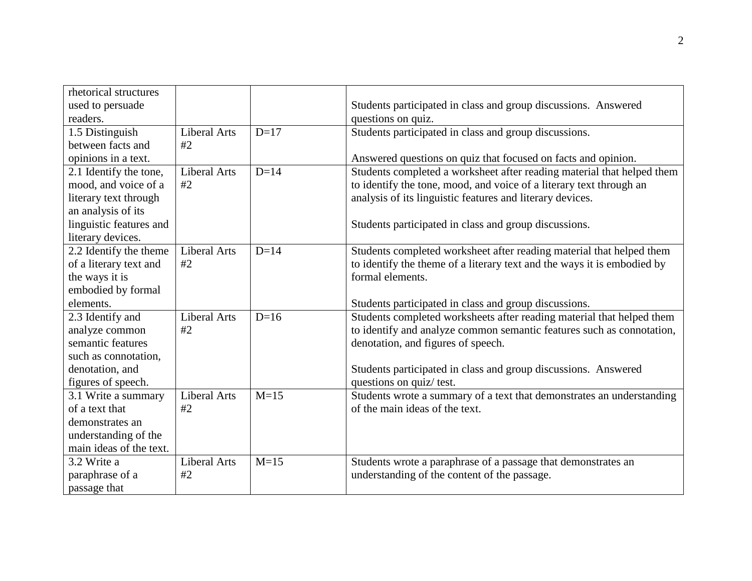| | | | |
|---|---|---|---|
| rhetorical structures used to persuade readers. | | | Students participated in class and group discussions. Answered questions on quiz. |
| 1.5 Distinguish between facts and opinions in a text. | Liberal Arts #2 | D=17 | Students participated in class and group discussions.<br><br>Answered questions on quiz that focused on facts and opinion. |
| 2.1 Identify the tone, mood, and voice of a literary text through an analysis of its linguistic features and literary devices. | Liberal Arts #2 | D=14 | Students completed a worksheet after reading material that helped them to identify the tone, mood, and voice of a literary text through an analysis of its linguistic features and literary devices.<br><br>Students participated in class and group discussions. |
| 2.2 Identify the theme of a literary text and the ways it is embodied by formal elements. | Liberal Arts #2 | D=14 | Students completed worksheet after reading material that helped them to identify the theme of a literary text and the ways it is embodied by formal elements.<br><br>Students participated in class and group discussions. |
| 2.3 Identify and analyze common semantic features such as connotation, denotation, and figures of speech. | Liberal Arts #2 | D=16 | Students completed worksheets after reading material that helped them to identify and analyze common semantic features such as connotation, denotation, and figures of speech.<br><br>Students participated in class and group discussions. Answered questions on quiz/ test. |
| 3.1 Write a summary of a text that demonstrates an understanding of the main ideas of the text. | Liberal Arts #2 | M=15 | Students wrote a summary of a text that demonstrates an understanding of the main ideas of the text. |
| 3.2 Write a paraphrase of a passage that | Liberal Arts #2 | M=15 | Students wrote a paraphrase of a passage that demonstrates an understanding of the content of the passage. |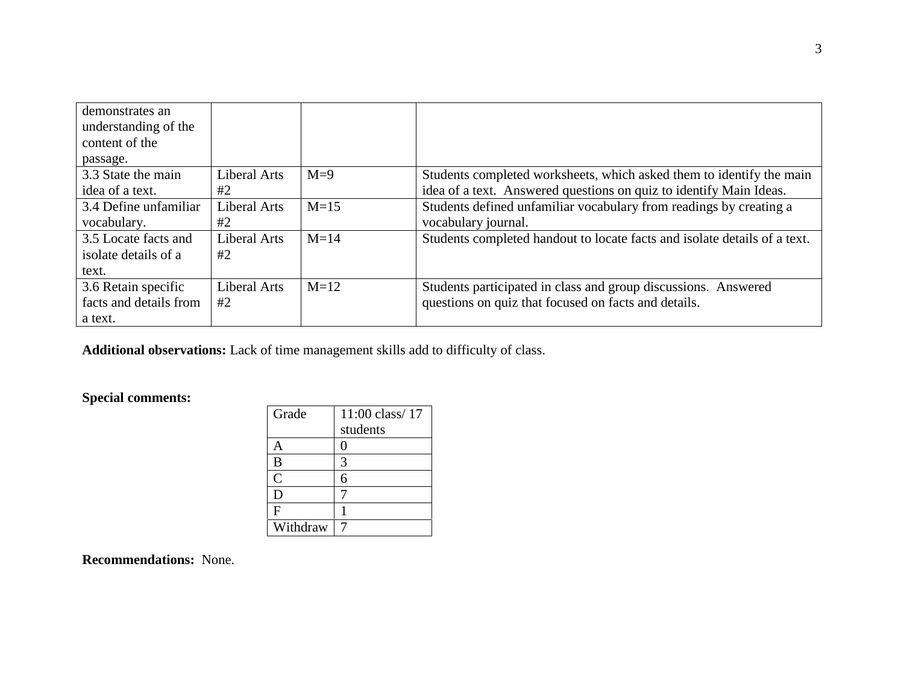| | | | |
|---|---|---|---|
| demonstrates an understanding of the content of the passage. | | | |
| 3.3 State the main idea of a text. | Liberal Arts #2 | M=9 | Students completed worksheets, which asked them to identify the main idea of a text. Answered questions on quiz to identify Main Ideas. |
| 3.4 Define unfamiliar vocabulary. | Liberal Arts #2 | M=15 | Students defined unfamiliar vocabulary from readings by creating a vocabulary journal. |
| 3.5 Locate facts and isolate details of a text. | Liberal Arts #2 | M=14 | Students completed handout to locate facts and isolate details of a text. |
| 3.6 Retain specific facts and details from a text. | Liberal Arts #2 | M=12 | Students participated in class and group discussions. Answered questions on quiz that focused on facts and details. |

**Additional observations:** Lack of time management skills add to difficulty of class.

**Special comments:**

| Grade | 11:00 class/ 17 students |
|---|---|
| A | 0 |
| B | 3 |
| C | 6 |
| D | 7 |
| F | 1 |
| Withdraw | 7 |

**Recommendations:** None.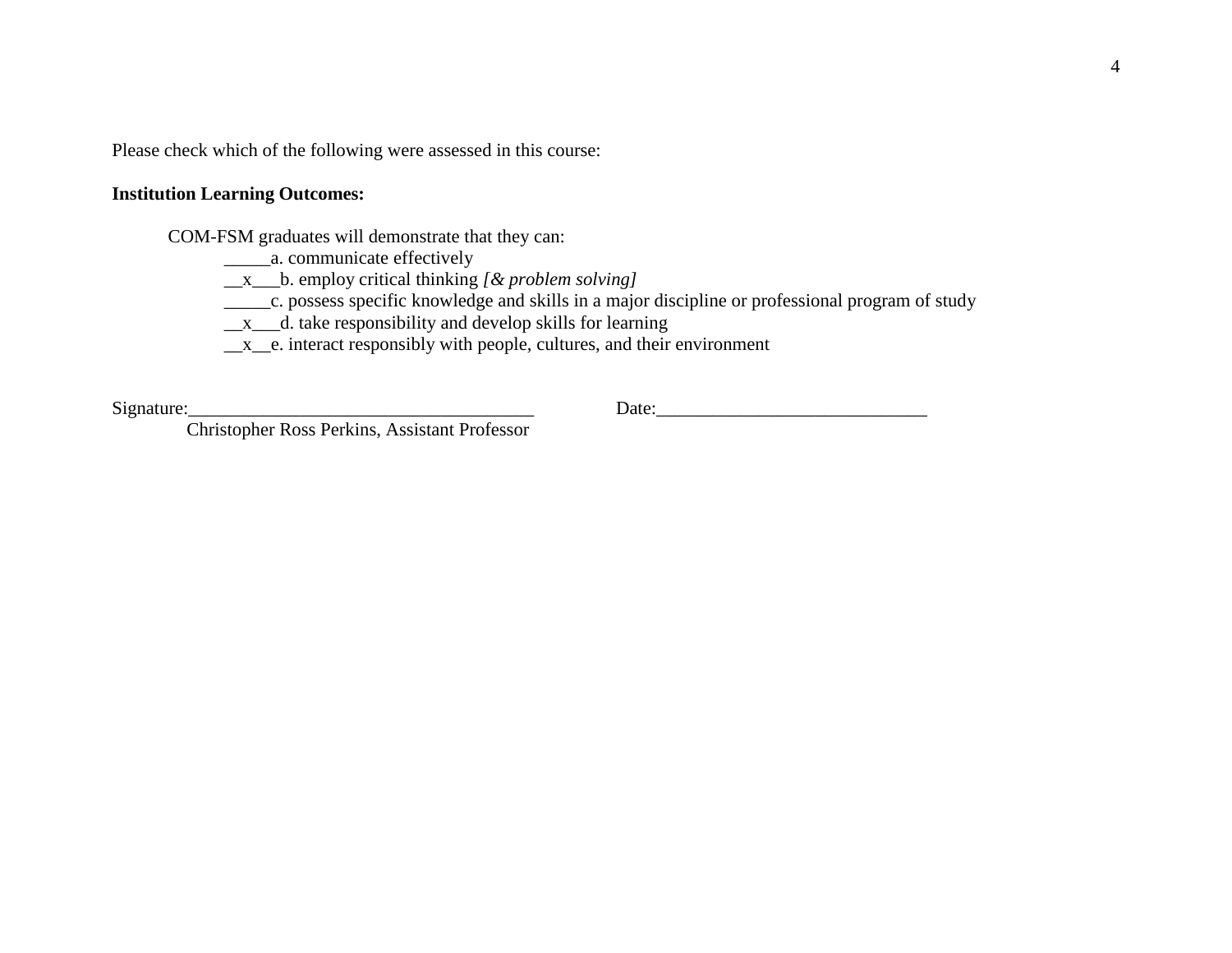Please check which of the following were assessed in this course:

**Institution Learning Outcomes:**

COM-FSM graduates will demonstrate that they can:

_____a. communicate effectively
__x___b. employ critical thinking *[& problem solving]*
_____c. possess specific knowledge and skills in a major discipline or professional program of study
__x___d. take responsibility and develop skills for learning
__x__e. interact responsibly with people, cultures, and their environment

Signature:_____________________________________ Date:_____________________________
Christopher Ross Perkins, Assistant Professor